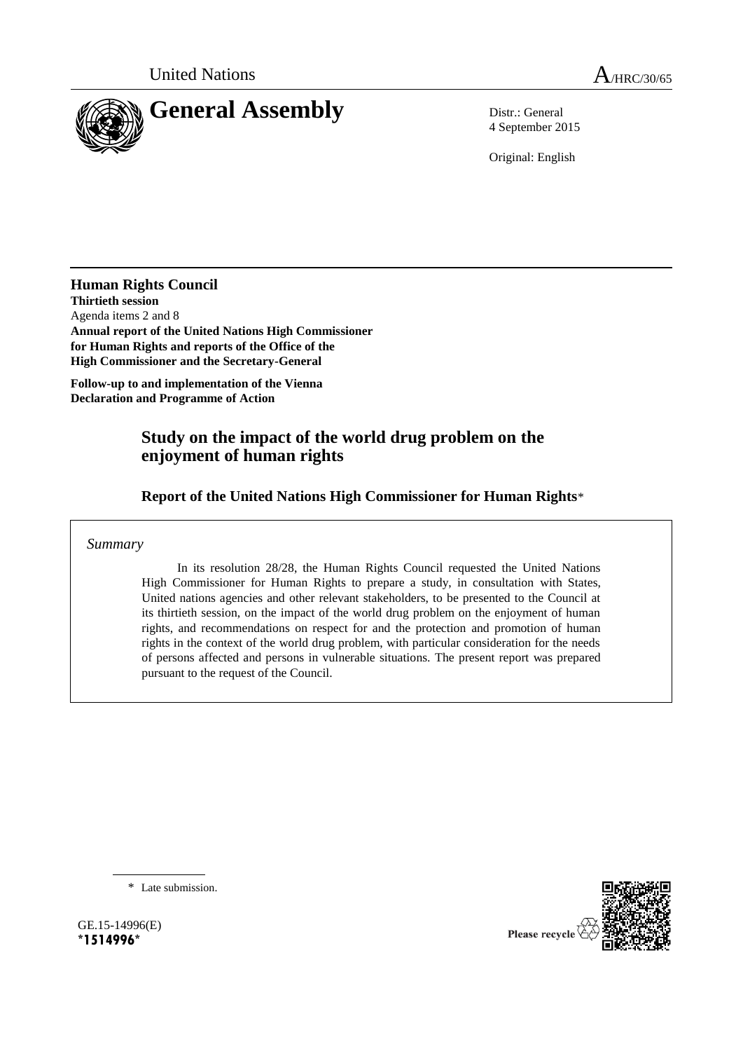United Nations

A/HRC/30/65

# General Assembly

Distr.: General
4 September 2015

Original: English

**Human Rights Council**
**Thirtieth session**
Agenda items 2 and 8
**Annual report of the United Nations High Commissioner for Human Rights and reports of the Office of the High Commissioner and the Secretary-General**

**Follow-up to and implementation of the Vienna Declaration and Programme of Action**

## Study on the impact of the world drug problem on the enjoyment of human rights

### Report of the United Nations High Commissioner for Human Rights*

*Summary*

In its resolution 28/28, the Human Rights Council requested the United Nations High Commissioner for Human Rights to prepare a study, in consultation with States, United nations agencies and other relevant stakeholders, to be presented to the Council at its thirtieth session, on the impact of the world drug problem on the enjoyment of human rights, and recommendations on respect for and the protection and promotion of human rights in the context of the world drug problem, with particular consideration for the needs of persons affected and persons in vulnerable situations. The present report was prepared pursuant to the request of the Council.

\* Late submission.

GE.15-14996(E)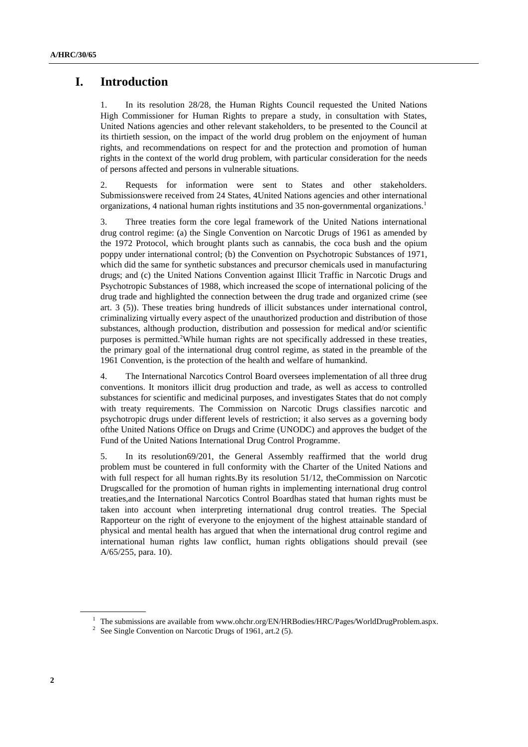# I. Introduction

1. In its resolution 28/28, the Human Rights Council requested the United Nations High Commissioner for Human Rights to prepare a study, in consultation with States, United Nations agencies and other relevant stakeholders, to be presented to the Council at its thirtieth session, on the impact of the world drug problem on the enjoyment of human rights, and recommendations on respect for and the protection and promotion of human rights in the context of the world drug problem, with particular consideration for the needs of persons affected and persons in vulnerable situations.

2. Requests for information were sent to States and other stakeholders. Submissionswere received from 24 States, 4United Nations agencies and other international organizations, 4 national human rights institutions and 35 non-governmental organizations.[1]

3. Three treaties form the core legal framework of the United Nations international drug control regime: (a) the Single Convention on Narcotic Drugs of 1961 as amended by the 1972 Protocol, which brought plants such as cannabis, the coca bush and the opium poppy under international control; (b) the Convention on Psychotropic Substances of 1971, which did the same for synthetic substances and precursor chemicals used in manufacturing drugs; and (c) the United Nations Convention against Illicit Traffic in Narcotic Drugs and Psychotropic Substances of 1988, which increased the scope of international policing of the drug trade and highlighted the connection between the drug trade and organized crime (see art. 3 (5)). These treaties bring hundreds of illicit substances under international control, criminalizing virtually every aspect of the unauthorized production and distribution of those substances, although production, distribution and possession for medical and/or scientific purposes is permitted.[2]While human rights are not specifically addressed in these treaties, the primary goal of the international drug control regime, as stated in the preamble of the 1961 Convention, is the protection of the health and welfare of humankind.

4. The International Narcotics Control Board oversees implementation of all three drug conventions. It monitors illicit drug production and trade, as well as access to controlled substances for scientific and medicinal purposes, and investigates States that do not comply with treaty requirements. The Commission on Narcotic Drugs classifies narcotic and psychotropic drugs under different levels of restriction; it also serves as a governing body ofthe United Nations Office on Drugs and Crime (UNODC) and approves the budget of the Fund of the United Nations International Drug Control Programme.

5. In its resolution69/201, the General Assembly reaffirmed that the world drug problem must be countered in full conformity with the Charter of the United Nations and with full respect for all human rights.By its resolution 51/12, theCommission on Narcotic Drugscalled for the promotion of human rights in implementing international drug control treaties,and the International Narcotics Control Boardhas stated that human rights must be taken into account when interpreting international drug control treaties. The Special Rapporteur on the right of everyone to the enjoyment of the highest attainable standard of physical and mental health has argued that when the international drug control regime and international human rights law conflict, human rights obligations should prevail (see A/65/255, para. 10).

---

[1] The submissions are available from www.ohchr.org/EN/HRBodies/HRC/Pages/WorldDrugProblem.aspx.

[2] See Single Convention on Narcotic Drugs of 1961, art.2 (5).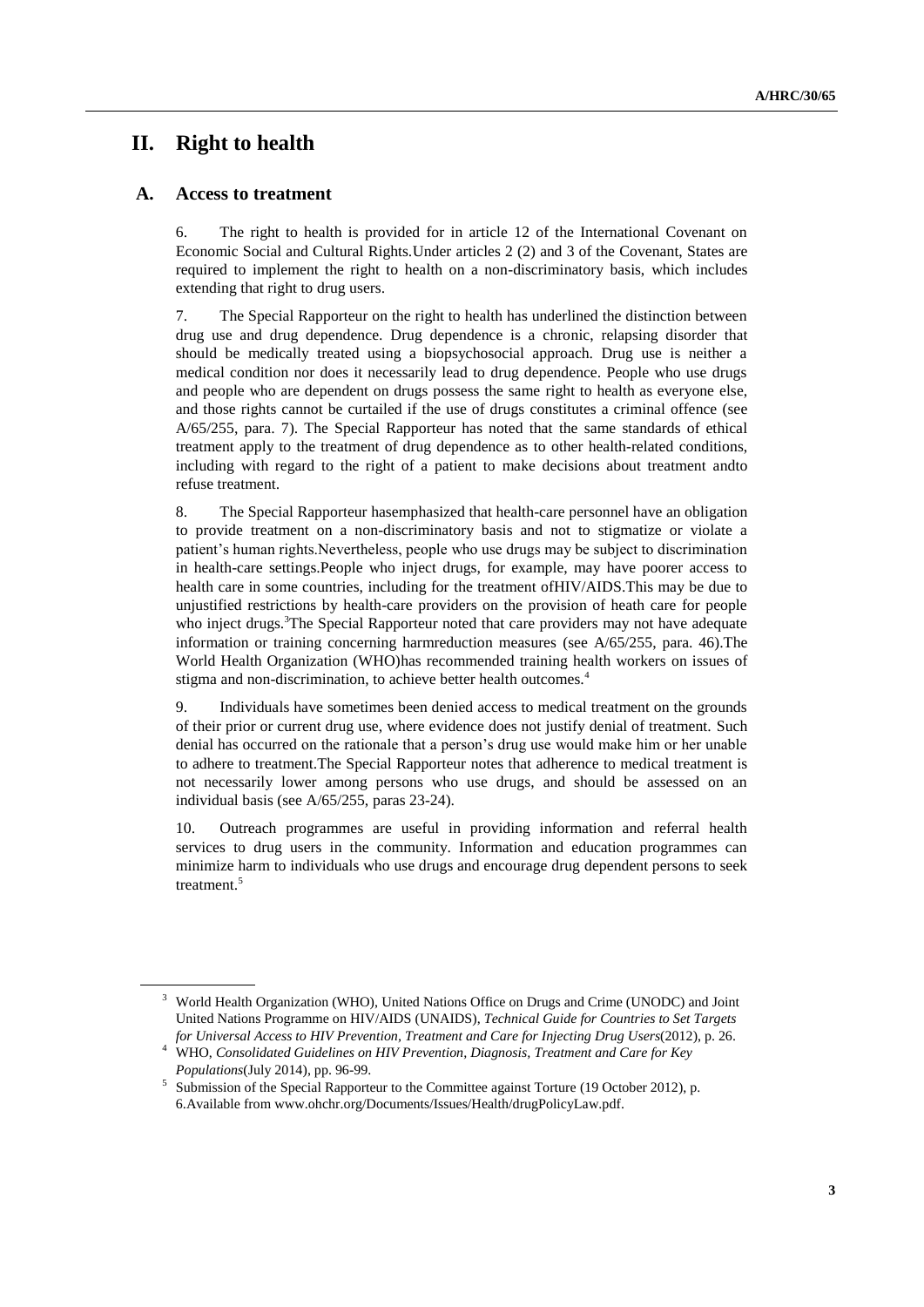## II. Right to health

### A. Access to treatment

6. The right to health is provided for in article 12 of the International Covenant on Economic Social and Cultural Rights.Under articles 2 (2) and 3 of the Covenant, States are required to implement the right to health on a non-discriminatory basis, which includes extending that right to drug users.

7. The Special Rapporteur on the right to health has underlined the distinction between drug use and drug dependence. Drug dependence is a chronic, relapsing disorder that should be medically treated using a biopsychosocial approach. Drug use is neither a medical condition nor does it necessarily lead to drug dependence. People who use drugs and people who are dependent on drugs possess the same right to health as everyone else, and those rights cannot be curtailed if the use of drugs constitutes a criminal offence (see A/65/255, para. 7). The Special Rapporteur has noted that the same standards of ethical treatment apply to the treatment of drug dependence as to other health-related conditions, including with regard to the right of a patient to make decisions about treatment andto refuse treatment.

8. The Special Rapporteur hasemphasized that health-care personnel have an obligation to provide treatment on a non-discriminatory basis and not to stigmatize or violate a patient's human rights.Nevertheless, people who use drugs may be subject to discrimination in health-care settings.People who inject drugs, for example, may have poorer access to health care in some countries, including for the treatment ofHIV/AIDS.This may be due to unjustified restrictions by health-care providers on the provision of heath care for people who inject drugs.[3]The Special Rapporteur noted that care providers may not have adequate information or training concerning harmreduction measures (see A/65/255, para. 46).The World Health Organization (WHO)has recommended training health workers on issues of stigma and non-discrimination, to achieve better health outcomes.[4]

9. Individuals have sometimes been denied access to medical treatment on the grounds of their prior or current drug use, where evidence does not justify denial of treatment. Such denial has occurred on the rationale that a person's drug use would make him or her unable to adhere to treatment.The Special Rapporteur notes that adherence to medical treatment is not necessarily lower among persons who use drugs, and should be assessed on an individual basis (see A/65/255, paras 23-24).

10. Outreach programmes are useful in providing information and referral health services to drug users in the community. Information and education programmes can minimize harm to individuals who use drugs and encourage drug dependent persons to seek treatment.[5]

---

[3] World Health Organization (WHO), United Nations Office on Drugs and Crime (UNODC) and Joint United Nations Programme on HIV/AIDS (UNAIDS), *Technical Guide for Countries to Set Targets for Universal Access to HIV Prevention, Treatment and Care for Injecting Drug Users*(2012), p. 26.

[4] WHO, *Consolidated Guidelines on HIV Prevention, Diagnosis, Treatment and Care for Key Populations*(July 2014), pp. 96-99.

[5] Submission of the Special Rapporteur to the Committee against Torture (19 October 2012), p. 6.Available from www.ohchr.org/Documents/Issues/Health/drugPolicyLaw.pdf.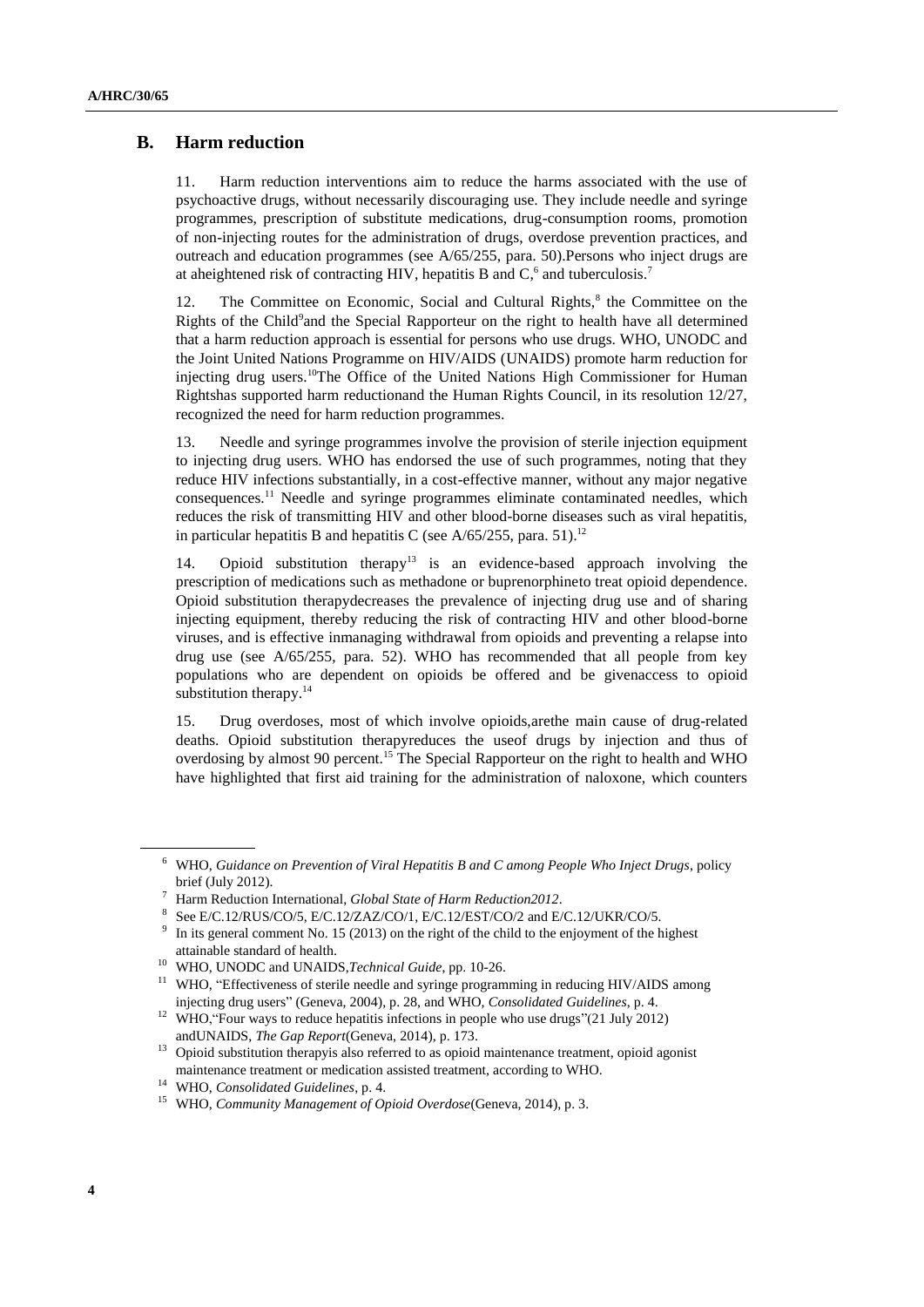## B. Harm reduction

11. Harm reduction interventions aim to reduce the harms associated with the use of psychoactive drugs, without necessarily discouraging use. They include needle and syringe programmes, prescription of substitute medications, drug-consumption rooms, promotion of non-injecting routes for the administration of drugs, overdose prevention practices, and outreach and education programmes (see A/65/255, para. 50).Persons who inject drugs are at aheightened risk of contracting HIV, hepatitis B and C,[6] and tuberculosis.[7]

12. The Committee on Economic, Social and Cultural Rights,[8] the Committee on the Rights of the Child[9]and the Special Rapporteur on the right to health have all determined that a harm reduction approach is essential for persons who use drugs. WHO, UNODC and the Joint United Nations Programme on HIV/AIDS (UNAIDS) promote harm reduction for injecting drug users.[10]The Office of the United Nations High Commissioner for Human Rightshas supported harm reductionand the Human Rights Council, in its resolution 12/27, recognized the need for harm reduction programmes.

13. Needle and syringe programmes involve the provision of sterile injection equipment to injecting drug users. WHO has endorsed the use of such programmes, noting that they reduce HIV infections substantially, in a cost-effective manner, without any major negative consequences.[11] Needle and syringe programmes eliminate contaminated needles, which reduces the risk of transmitting HIV and other blood-borne diseases such as viral hepatitis, in particular hepatitis B and hepatitis C (see A/65/255, para. 51).[12]

14. Opioid substitution therapy[13] is an evidence-based approach involving the prescription of medications such as methadone or buprenorphineto treat opioid dependence. Opioid substitution therapydecreases the prevalence of injecting drug use and of sharing injecting equipment, thereby reducing the risk of contracting HIV and other blood-borne viruses, and is effective inmanaging withdrawal from opioids and preventing a relapse into drug use (see A/65/255, para. 52). WHO has recommended that all people from key populations who are dependent on opioids be offered and be givenaccess to opioid substitution therapy.[14]

15. Drug overdoses, most of which involve opioids,arethe main cause of drug-related deaths. Opioid substitution therapyreduces the useof drugs by injection and thus of overdosing by almost 90 percent.[15] The Special Rapporteur on the right to health and WHO have highlighted that first aid training for the administration of naloxone, which counters

---

[6] WHO, *Guidance on Prevention of Viral Hepatitis B and C among People Who Inject Drugs*, policy brief (July 2012).

[7] Harm Reduction International, *Global State of Harm Reduction2012*.

[8] See E/C.12/RUS/CO/5, E/C.12/ZAF/CO/1, E/C.12/EST/CO/2 and E/C.12/UKR/CO/5.

[9] In its general comment No. 15 (2013) on the right of the child to the enjoyment of the highest attainable standard of health.

[10] WHO, UNODC and UNAIDS,*Technical Guide*, pp. 10-26.

[11] WHO, "Effectiveness of sterile needle and syringe programming in reducing HIV/AIDS among injecting drug users" (Geneva, 2004), p. 28, and WHO, *Consolidated Guidelines*, p. 4.

[12] WHO,"Four ways to reduce hepatitis infections in people who use drugs"(21 July 2012) andUNAIDS, *The Gap Report*(Geneva, 2014), p. 173.

[13] Opioid substitution therapyis also referred to as opioid maintenance treatment, opioid agonist maintenance treatment or medication assisted treatment, according to WHO.

[14] WHO, *Consolidated Guidelines*, p. 4.

[15] WHO, *Community Management of Opioid Overdose*(Geneva, 2014), p. 3.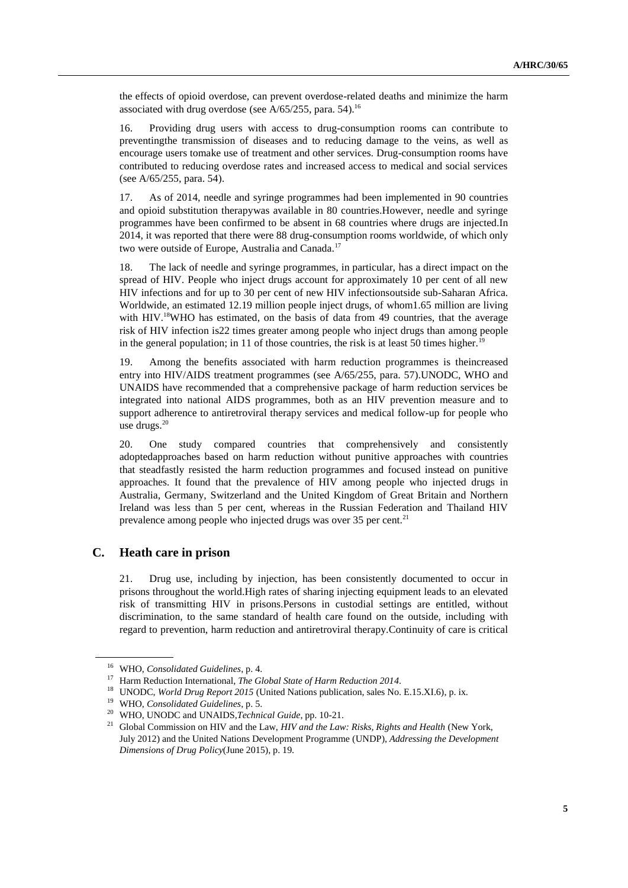the effects of opioid overdose, can prevent overdose-related deaths and minimize the harm associated with drug overdose (see A/65/255, para. 54).[16]

16. Providing drug users with access to drug-consumption rooms can contribute to preventingthe transmission of diseases and to reducing damage to the veins, as well as encourage users tomake use of treatment and other services. Drug-consumption rooms have contributed to reducing overdose rates and increased access to medical and social services (see A/65/255, para. 54).

17. As of 2014, needle and syringe programmes had been implemented in 90 countries and opioid substitution therapywas available in 80 countries.However, needle and syringe programmes have been confirmed to be absent in 68 countries where drugs are injected.In 2014, it was reported that there were 88 drug-consumption rooms worldwide, of which only two were outside of Europe, Australia and Canada.[17]

18. The lack of needle and syringe programmes, in particular, has a direct impact on the spread of HIV. People who inject drugs account for approximately 10 per cent of all new HIV infections and for up to 30 per cent of new HIV infectionsoutside sub-Saharan Africa. Worldwide, an estimated 12.19 million people inject drugs, of whom1.65 million are living with HIV.[18]WHO has estimated, on the basis of data from 49 countries, that the average risk of HIV infection is22 times greater among people who inject drugs than among people in the general population; in 11 of those countries, the risk is at least 50 times higher.[19]

19. Among the benefits associated with harm reduction programmes is theincreased entry into HIV/AIDS treatment programmes (see A/65/255, para. 57).UNODC, WHO and UNAIDS have recommended that a comprehensive package of harm reduction services be integrated into national AIDS programmes, both as an HIV prevention measure and to support adherence to antiretroviral therapy services and medical follow-up for people who use drugs.[20]

20. One study compared countries that comprehensively and consistently adoptedapproaches based on harm reduction without punitive approaches with countries that steadfastly resisted the harm reduction programmes and focused instead on punitive approaches. It found that the prevalence of HIV among people who injected drugs in Australia, Germany, Switzerland and the United Kingdom of Great Britain and Northern Ireland was less than 5 per cent, whereas in the Russian Federation and Thailand HIV prevalence among people who injected drugs was over 35 per cent.[21]

## C. Heath care in prison

21. Drug use, including by injection, has been consistently documented to occur in prisons throughout the world.High rates of sharing injecting equipment leads to an elevated risk of transmitting HIV in prisons.Persons in custodial settings are entitled, without discrimination, to the same standard of health care found on the outside, including with regard to prevention, harm reduction and antiretroviral therapy.Continuity of care is critical

---

[16] WHO, *Consolidated Guidelines*, p. 4.

[17] Harm Reduction International, *The Global State of Harm Reduction 2014*.

[18] UNODC, *World Drug Report 2015* (United Nations publication, sales No. E.15.XI.6), p. ix.

[19] WHO, *Consolidated Guidelines*, p. 5.

[20] WHO, UNODC and UNAIDS,*Technical Guide*, pp. 10-21.

[21] Global Commission on HIV and the Law, *HIV and the Law: Risks, Rights and Health* (New York, July 2012) and the United Nations Development Programme (UNDP), *Addressing the Development Dimensions of Drug Policy*(June 2015), p. 19.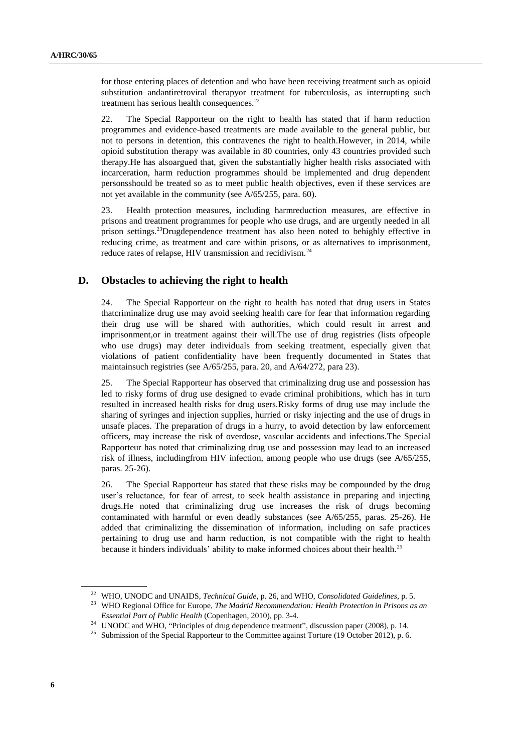for those entering places of detention and who have been receiving treatment such as opioid substitution andantiretroviral therapyor treatment for tuberculosis, as interrupting such treatment has serious health consequences.[22]

22. The Special Rapporteur on the right to health has stated that if harm reduction programmes and evidence-based treatments are made available to the general public, but not to persons in detention, this contravenes the right to health.However, in 2014, while opioid substitution therapy was available in 80 countries, only 43 countries provided such therapy.He has alsoargued that, given the substantially higher health risks associated with incarceration, harm reduction programmes should be implemented and drug dependent personsshould be treated so as to meet public health objectives, even if these services are not yet available in the community (see A/65/255, para. 60).

23. Health protection measures, including harmreduction measures, are effective in prisons and treatment programmes for people who use drugs, and are urgently needed in all prison settings.[23]Drugdependence treatment has also been noted to behighly effective in reducing crime, as treatment and care within prisons, or as alternatives to imprisonment, reduce rates of relapse, HIV transmission and recidivism.[24]

## D. Obstacles to achieving the right to health

24. The Special Rapporteur on the right to health has noted that drug users in States thatcriminalize drug use may avoid seeking health care for fear that information regarding their drug use will be shared with authorities, which could result in arrest and imprisonment,or in treatment against their will.The use of drug registries (lists ofpeople who use drugs) may deter individuals from seeking treatment, especially given that violations of patient confidentiality have been frequently documented in States that maintainsuch registries (see A/65/255, para. 20, and A/64/272, para 23).

25. The Special Rapporteur has observed that criminalizing drug use and possession has led to risky forms of drug use designed to evade criminal prohibitions, which has in turn resulted in increased health risks for drug users.Risky forms of drug use may include the sharing of syringes and injection supplies, hurried or risky injecting and the use of drugs in unsafe places. The preparation of drugs in a hurry, to avoid detection by law enforcement officers, may increase the risk of overdose, vascular accidents and infections.The Special Rapporteur has noted that criminalizing drug use and possession may lead to an increased risk of illness, includingfrom HIV infection, among people who use drugs (see A/65/255, paras. 25-26).

26. The Special Rapporteur has stated that these risks may be compounded by the drug user's reluctance, for fear of arrest, to seek health assistance in preparing and injecting drugs.He noted that criminalizing drug use increases the risk of drugs becoming contaminated with harmful or even deadly substances (see A/65/255, paras. 25-26). He added that criminalizing the dissemination of information, including on safe practices pertaining to drug use and harm reduction, is not compatible with the right to health because it hinders individuals' ability to make informed choices about their health.[25]

---

[22] WHO, UNODC and UNAIDS, *Technical Guide*, p. 26, and WHO, *Consolidated Guidelines*, p. 5.

[23] WHO Regional Office for Europe, *The Madrid Recommendation: Health Protection in Prisons as an Essential Part of Public Health* (Copenhagen, 2010), pp. 3-4.

[24] UNODC and WHO, "Principles of drug dependence treatment", discussion paper (2008), p. 14.

[25] Submission of the Special Rapporteur to the Committee against Torture (19 October 2012), p. 6.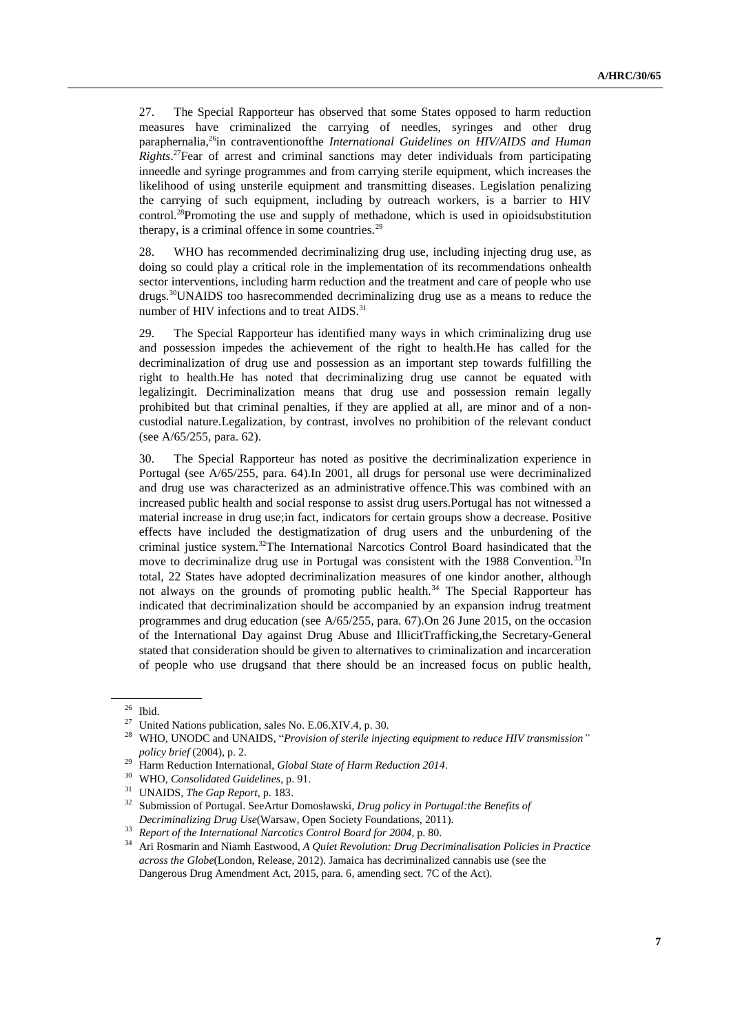27. The Special Rapporteur has observed that some States opposed to harm reduction measures have criminalized the carrying of needles, syringes and other drug paraphernalia,[26] in contravention of the *International Guidelines on HIV/AIDS and Human Rights*.[27] Fear of arrest and criminal sanctions may deter individuals from participating in needle and syringe programmes and from carrying sterile equipment, which increases the likelihood of using unsterile equipment and transmitting diseases. Legislation penalizing the carrying of such equipment, including by outreach workers, is a barrier to HIV control.[28] Promoting the use and supply of methadone, which is used in opioid substitution therapy, is a criminal offence in some countries.[29]

28. WHO has recommended decriminalizing drug use, including injecting drug use, as doing so could play a critical role in the implementation of its recommendations on health sector interventions, including harm reduction and the treatment and care of people who use drugs.[30] UNAIDS too has recommended decriminalizing drug use as a means to reduce the number of HIV infections and to treat AIDS.[31]

29. The Special Rapporteur has identified many ways in which criminalizing drug use and possession impedes the achievement of the right to health. He has called for the decriminalization of drug use and possession as an important step towards fulfilling the right to health. He has noted that decriminalizing drug use cannot be equated with legalizing it. Decriminalization means that drug use and possession remain legally prohibited but that criminal penalties, if they are applied at all, are minor and of a non-custodial nature. Legalization, by contrast, involves no prohibition of the relevant conduct (see A/65/255, para. 62).

30. The Special Rapporteur has noted as positive the decriminalization experience in Portugal (see A/65/255, para. 64). In 2001, all drugs for personal use were decriminalized and drug use was characterized as an administrative offence. This was combined with an increased public health and social response to assist drug users. Portugal has not witnessed a material increase in drug use; in fact, indicators for certain groups show a decrease. Positive effects have included the destigmatization of drug users and the unburdening of the criminal justice system.[32] The International Narcotics Control Board has indicated that the move to decriminalize drug use in Portugal was consistent with the 1988 Convention.[33] In total, 22 States have adopted decriminalization measures of one kind or another, although not always on the grounds of promoting public health.[34] The Special Rapporteur has indicated that decriminalization should be accompanied by an expansion in drug treatment programmes and drug education (see A/65/255, para. 67). On 26 June 2015, on the occasion of the International Day against Drug Abuse and Illicit Trafficking, the Secretary-General stated that consideration should be given to alternatives to criminalization and incarceration of people who use drugs and that there should be an increased focus on public health,

---

[26] Ibid.

[27] United Nations publication, sales No. E.06.XIV.4, p. 30.

[28] WHO, UNODC and UNAIDS, "*Provision of sterile injecting equipment to reduce HIV transmission" policy brief* (2004), p. 2.

[29] Harm Reduction International, *Global State of Harm Reduction 2014*.

[30] WHO, *Consolidated Guidelines*, p. 91.

[31] UNAIDS, *The Gap Report*, p. 183.

[32] Submission of Portugal. See Artur Domosławski, *Drug policy in Portugal: the Benefits of Decriminalizing Drug Use* (Warsaw, Open Society Foundations, 2011).

[33] *Report of the International Narcotics Control Board for 2004*, p. 80.

[34] Ari Rosmarin and Niamh Eastwood, *A Quiet Revolution: Drug Decriminalisation Policies in Practice across the Globe* (London, Release, 2012). Jamaica has decriminalized cannabis use (see the Dangerous Drug Amendment Act, 2015, para. 6, amending sect. 7C of the Act).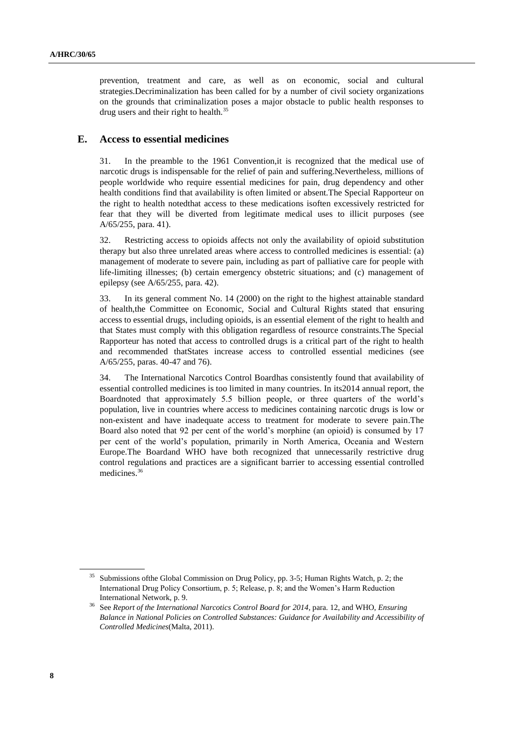prevention, treatment and care, as well as on economic, social and cultural strategies.Decriminalization has been called for by a number of civil society organizations on the grounds that criminalization poses a major obstacle to public health responses to drug users and their right to health.[35]

## E. Access to essential medicines

31. In the preamble to the 1961 Convention,it is recognized that the medical use of narcotic drugs is indispensable for the relief of pain and suffering.Nevertheless, millions of people worldwide who require essential medicines for pain, drug dependency and other health conditions find that availability is often limited or absent.The Special Rapporteur on the right to health notedthat access to these medications isoften excessively restricted for fear that they will be diverted from legitimate medical uses to illicit purposes (see A/65/255, para. 41).

32. Restricting access to opioids affects not only the availability of opioid substitution therapy but also three unrelated areas where access to controlled medicines is essential: (a) management of moderate to severe pain, including as part of palliative care for people with life-limiting illnesses; (b) certain emergency obstetric situations; and (c) management of epilepsy (see A/65/255, para. 42).

33. In its general comment No. 14 (2000) on the right to the highest attainable standard of health,the Committee on Economic, Social and Cultural Rights stated that ensuring access to essential drugs, including opioids, is an essential element of the right to health and that States must comply with this obligation regardless of resource constraints.The Special Rapporteur has noted that access to controlled drugs is a critical part of the right to health and recommended thatStates increase access to controlled essential medicines (see A/65/255, paras. 40-47 and 76).

34. The International Narcotics Control Boardhas consistently found that availability of essential controlled medicines is too limited in many countries. In its2014 annual report, the Boardnoted that approximately 5.5 billion people, or three quarters of the world's population, live in countries where access to medicines containing narcotic drugs is low or non-existent and have inadequate access to treatment for moderate to severe pain.The Board also noted that 92 per cent of the world's morphine (an opioid) is consumed by 17 per cent of the world's population, primarily in North America, Oceania and Western Europe.The Boardand WHO have both recognized that unnecessarily restrictive drug control regulations and practices are a significant barrier to accessing essential controlled medicines.[36]

---

[35] Submissions ofthe Global Commission on Drug Policy, pp. 3-5; Human Rights Watch, p. 2; the International Drug Policy Consortium, p. 5; Release, p. 8; and the Women's Harm Reduction International Network, p. 9.

[36] See *Report of the International Narcotics Control Board for 2014*, para. 12, and WHO, *Ensuring Balance in National Policies on Controlled Substances: Guidance for Availability and Accessibility of Controlled Medicines*(Malta, 2011).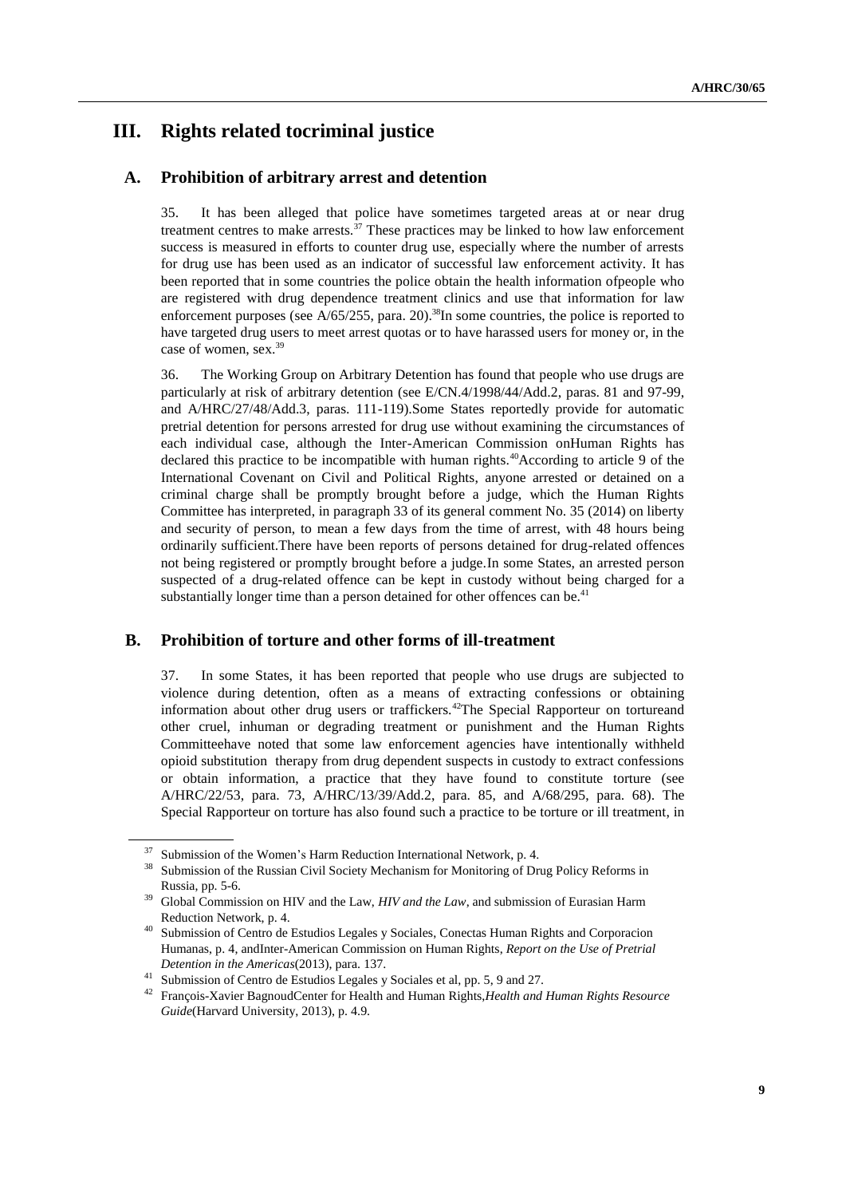# III. Rights related tocriminal justice

## A. Prohibition of arbitrary arrest and detention

35. It has been alleged that police have sometimes targeted areas at or near drug treatment centres to make arrests.[37] These practices may be linked to how law enforcement success is measured in efforts to counter drug use, especially where the number of arrests for drug use has been used as an indicator of successful law enforcement activity. It has been reported that in some countries the police obtain the health information ofpeople who are registered with drug dependence treatment clinics and use that information for law enforcement purposes (see A/65/255, para. 20).[38]In some countries, the police is reported to have targeted drug users to meet arrest quotas or to have harassed users for money or, in the case of women, sex.[39]

36. The Working Group on Arbitrary Detention has found that people who use drugs are particularly at risk of arbitrary detention (see E/CN.4/1998/44/Add.2, paras. 81 and 97-99, and A/HRC/27/48/Add.3, paras. 111-119).Some States reportedly provide for automatic pretrial detention for persons arrested for drug use without examining the circumstances of each individual case, although the Inter-American Commission onHuman Rights has declared this practice to be incompatible with human rights.[40]According to article 9 of the International Covenant on Civil and Political Rights, anyone arrested or detained on a criminal charge shall be promptly brought before a judge, which the Human Rights Committee has interpreted, in paragraph 33 of its general comment No. 35 (2014) on liberty and security of person, to mean a few days from the time of arrest, with 48 hours being ordinarily sufficient.There have been reports of persons detained for drug-related offences not being registered or promptly brought before a judge.In some States, an arrested person suspected of a drug-related offence can be kept in custody without being charged for a substantially longer time than a person detained for other offences can be.[41]

## B. Prohibition of torture and other forms of ill-treatment

37. In some States, it has been reported that people who use drugs are subjected to violence during detention, often as a means of extracting confessions or obtaining information about other drug users or traffickers.[42]The Special Rapporteur on tortureand other cruel, inhuman or degrading treatment or punishment and the Human Rights Committeehave noted that some law enforcement agencies have intentionally withheld opioid substitution therapy from drug dependent suspects in custody to extract confessions or obtain information, a practice that they have found to constitute torture (see A/HRC/22/53, para. 73, A/HRC/13/39/Add.2, para. 85, and A/68/295, para. 68). The Special Rapporteur on torture has also found such a practice to be torture or ill treatment, in

---

[37] Submission of the Women's Harm Reduction International Network, p. 4.

[38] Submission of the Russian Civil Society Mechanism for Monitoring of Drug Policy Reforms in Russia, pp. 5-6.

[39] Global Commission on HIV and the Law, *HIV and the Law*, and submission of Eurasian Harm Reduction Network, p. 4.

[40] Submission of Centro de Estudios Legales y Sociales, Conectas Human Rights and Corporacion Humanas, p. 4, andInter-American Commission on Human Rights, *Report on the Use of Pretrial Detention in the Americas*(2013), para. 137.

[41] Submission of Centro de Estudios Legales y Sociales et al, pp. 5, 9 and 27.

[42] François-Xavier BagnoudCenter for Health and Human Rights,*Health and Human Rights Resource Guide*(Harvard University, 2013), p. 4.9.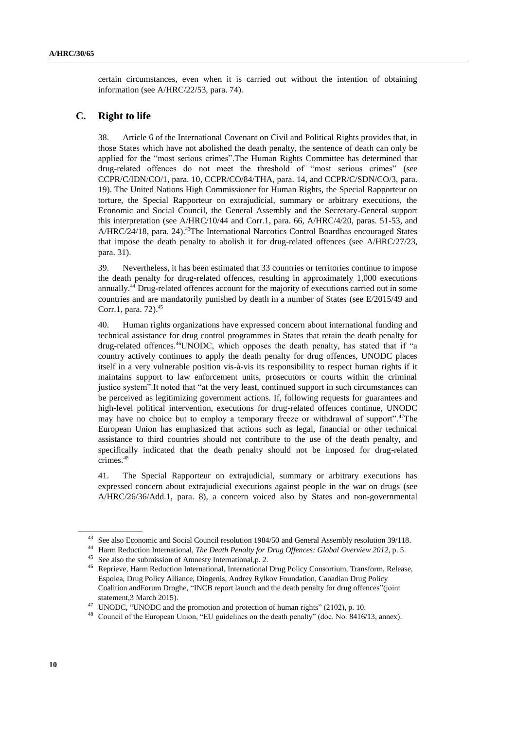certain circumstances, even when it is carried out without the intention of obtaining information (see A/HRC/22/53, para. 74).

## C. Right to life

38. Article 6 of the International Covenant on Civil and Political Rights provides that, in those States which have not abolished the death penalty, the sentence of death can only be applied for the "most serious crimes".The Human Rights Committee has determined that drug-related offences do not meet the threshold of "most serious crimes" (see CCPR/C/IDN/CO/1, para. 10, CCPR/CO/84/THA, para. 14, and CCPR/C/SDN/CO/3, para. 19). The United Nations High Commissioner for Human Rights, the Special Rapporteur on torture, the Special Rapporteur on extrajudicial, summary or arbitrary executions, the Economic and Social Council, the General Assembly and the Secretary-General support this interpretation (see A/HRC/10/44 and Corr.1, para. 66, A/HRC/4/20, paras. 51-53, and A/HRC/24/18, para. 24).[43]The International Narcotics Control Boardhas encouraged States that impose the death penalty to abolish it for drug-related offences (see A/HRC/27/23, para. 31).

39. Nevertheless, it has been estimated that 33 countries or territories continue to impose the death penalty for drug-related offences, resulting in approximately 1,000 executions annually.[44] Drug-related offences account for the majority of executions carried out in some countries and are mandatorily punished by death in a number of States (see E/2015/49 and Corr.1, para. 72).[45]

40. Human rights organizations have expressed concern about international funding and technical assistance for drug control programmes in States that retain the death penalty for drug-related offences.[46]UNODC, which opposes the death penalty, has stated that if "a country actively continues to apply the death penalty for drug offences, UNODC places itself in a very vulnerable position vis-à-vis its responsibility to respect human rights if it maintains support to law enforcement units, prosecutors or courts within the criminal justice system".It noted that "at the very least, continued support in such circumstances can be perceived as legitimizing government actions. If, following requests for guarantees and high-level political intervention, executions for drug-related offences continue, UNODC may have no choice but to employ a temporary freeze or withdrawal of support".[47]The European Union has emphasized that actions such as legal, financial or other technical assistance to third countries should not contribute to the use of the death penalty, and specifically indicated that the death penalty should not be imposed for drug-related crimes.[48]

41. The Special Rapporteur on extrajudicial, summary or arbitrary executions has expressed concern about extrajudicial executions against people in the war on drugs (see A/HRC/26/36/Add.1, para. 8), a concern voiced also by States and non-governmental

---

[43] See also Economic and Social Council resolution 1984/50 and General Assembly resolution 39/118.

[44] Harm Reduction International, *The Death Penalty for Drug Offences: Global Overview 2012*, p. 5.

[45] See also the submission of Amnesty International,p. 2.

[46] Reprieve, Harm Reduction International, International Drug Policy Consortium, Transform, Release, Espolea, Drug Policy Alliance, Diogenis, Andrey Rylkov Foundation, Canadian Drug Policy Coalition andForum Droghe, "INCB report launch and the death penalty for drug offences"(joint statement,3 March 2015).

[47] UNODC, "UNODC and the promotion and protection of human rights" (2102), p. 10.

[48] Council of the European Union, "EU guidelines on the death penalty" (doc. No. 8416/13, annex).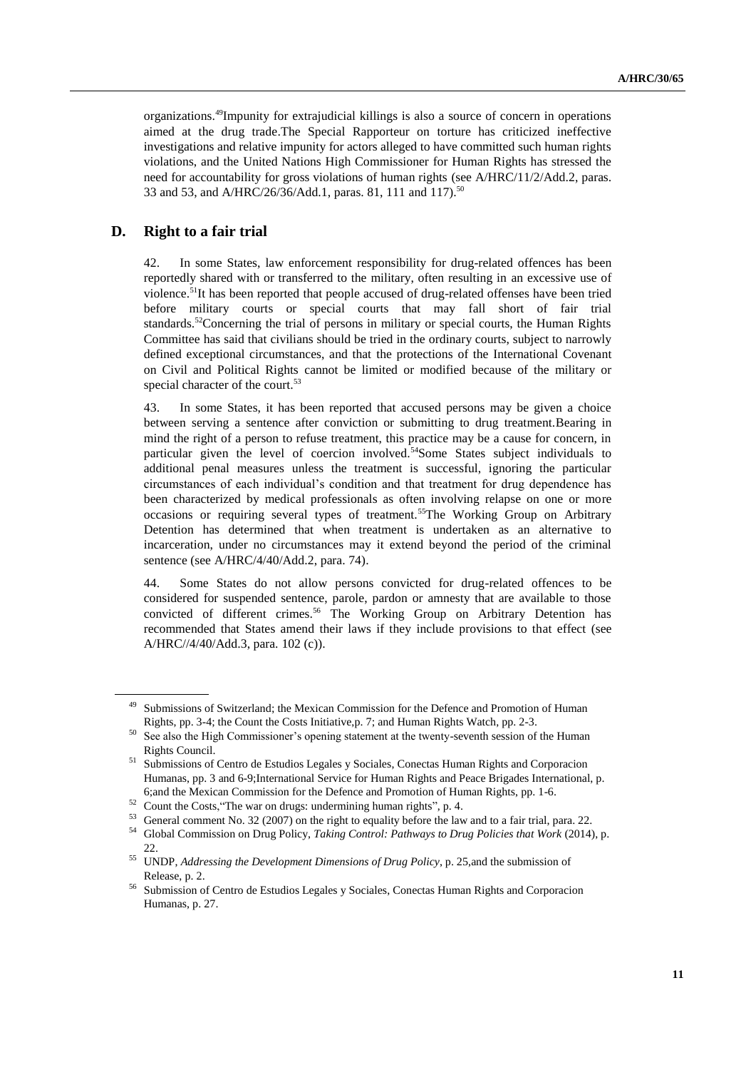organizations.[49]Impunity for extrajudicial killings is also a source of concern in operations aimed at the drug trade.The Special Rapporteur on torture has criticized ineffective investigations and relative impunity for actors alleged to have committed such human rights violations, and the United Nations High Commissioner for Human Rights has stressed the need for accountability for gross violations of human rights (see A/HRC/11/2/Add.2, paras. 33 and 53, and A/HRC/26/36/Add.1, paras. 81, 111 and 117).[50]

## D. Right to a fair trial

42. In some States, law enforcement responsibility for drug-related offences has been reportedly shared with or transferred to the military, often resulting in an excessive use of violence.[51]It has been reported that people accused of drug-related offenses have been tried before military courts or special courts that may fall short of fair trial standards.[52]Concerning the trial of persons in military or special courts, the Human Rights Committee has said that civilians should be tried in the ordinary courts, subject to narrowly defined exceptional circumstances, and that the protections of the International Covenant on Civil and Political Rights cannot be limited or modified because of the military or special character of the court.[53]

43. In some States, it has been reported that accused persons may be given a choice between serving a sentence after conviction or submitting to drug treatment.Bearing in mind the right of a person to refuse treatment, this practice may be a cause for concern, in particular given the level of coercion involved.[54]Some States subject individuals to additional penal measures unless the treatment is successful, ignoring the particular circumstances of each individual's condition and that treatment for drug dependence has been characterized by medical professionals as often involving relapse on one or more occasions or requiring several types of treatment.[55]The Working Group on Arbitrary Detention has determined that when treatment is undertaken as an alternative to incarceration, under no circumstances may it extend beyond the period of the criminal sentence (see A/HRC/4/40/Add.2, para. 74).

44. Some States do not allow persons convicted for drug-related offences to be considered for suspended sentence, parole, pardon or amnesty that are available to those convicted of different crimes.[56] The Working Group on Arbitrary Detention has recommended that States amend their laws if they include provisions to that effect (see A/HRC//4/40/Add.3, para. 102 (c)).

---

[49] Submissions of Switzerland; the Mexican Commission for the Defence and Promotion of Human Rights, pp. 3-4; the Count the Costs Initiative,p. 7; and Human Rights Watch, pp. 2-3.

[50] See also the High Commissioner's opening statement at the twenty-seventh session of the Human Rights Council.

[51] Submissions of Centro de Estudios Legales y Sociales, Conectas Human Rights and Corporacion Humanas, pp. 3 and 6-9;International Service for Human Rights and Peace Brigades International, p. 6;and the Mexican Commission for the Defence and Promotion of Human Rights, pp. 1-6.

[52] Count the Costs,"The war on drugs: undermining human rights", p. 4.

[53] General comment No. 32 (2007) on the right to equality before the law and to a fair trial, para. 22.

[54] Global Commission on Drug Policy, *Taking Control: Pathways to Drug Policies that Work* (2014), p. 22.

[55] UNDP, *Addressing the Development Dimensions of Drug Policy*, p. 25,and the submission of Release, p. 2.

[56] Submission of Centro de Estudios Legales y Sociales, Conectas Human Rights and Corporacion Humanas, p. 27.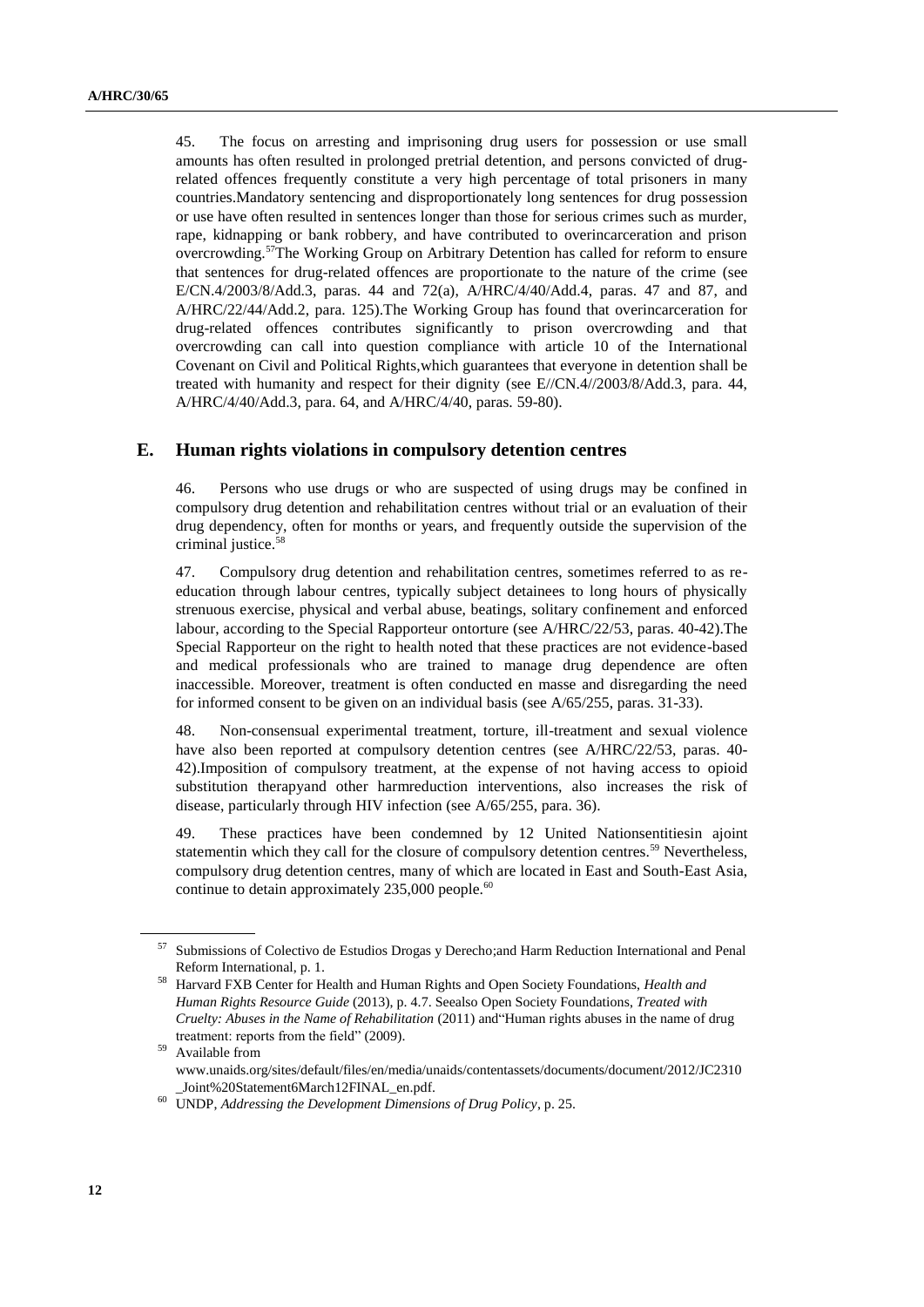45. The focus on arresting and imprisoning drug users for possession or use small amounts has often resulted in prolonged pretrial detention, and persons convicted of drug-related offences frequently constitute a very high percentage of total prisoners in many countries.Mandatory sentencing and disproportionately long sentences for drug possession or use have often resulted in sentences longer than those for serious crimes such as murder, rape, kidnapping or bank robbery, and have contributed to overincarceration and prison overcrowding.[57]The Working Group on Arbitrary Detention has called for reform to ensure that sentences for drug-related offences are proportionate to the nature of the crime (see E/CN.4/2003/8/Add.3, paras. 44 and 72(a), A/HRC/4/40/Add.4, paras. 47 and 87, and A/HRC/22/44/Add.2, para. 125).The Working Group has found that overincarceration for drug-related offences contributes significantly to prison overcrowding and that overcrowding can call into question compliance with article 10 of the International Covenant on Civil and Political Rights,which guarantees that everyone in detention shall be treated with humanity and respect for their dignity (see E//CN.4//2003/8/Add.3, para. 44, A/HRC/4/40/Add.3, para. 64, and A/HRC/4/40, paras. 59-80).

## E. Human rights violations in compulsory detention centres

46. Persons who use drugs or who are suspected of using drugs may be confined in compulsory drug detention and rehabilitation centres without trial or an evaluation of their drug dependency, often for months or years, and frequently outside the supervision of the criminal justice.[58]

47. Compulsory drug detention and rehabilitation centres, sometimes referred to as re-education through labour centres, typically subject detainees to long hours of physically strenuous exercise, physical and verbal abuse, beatings, solitary confinement and enforced labour, according to the Special Rapporteur ontorture (see A/HRC/22/53, paras. 40-42).The Special Rapporteur on the right to health noted that these practices are not evidence-based and medical professionals who are trained to manage drug dependence are often inaccessible. Moreover, treatment is often conducted en masse and disregarding the need for informed consent to be given on an individual basis (see A/65/255, paras. 31-33).

48. Non-consensual experimental treatment, torture, ill-treatment and sexual violence have also been reported at compulsory detention centres (see A/HRC/22/53, paras. 40-42).Imposition of compulsory treatment, at the expense of not having access to opioid substitution therapyand other harmreduction interventions, also increases the risk of disease, particularly through HIV infection (see A/65/255, para. 36).

49. These practices have been condemned by 12 United Nationsentitiesin ajoint statementin which they call for the closure of compulsory detention centres.[59] Nevertheless, compulsory drug detention centres, many of which are located in East and South-East Asia, continue to detain approximately 235,000 people.[60]

---

[57] Submissions of Colectivo de Estudios Drogas y Derecho;and Harm Reduction International and Penal Reform International, p. 1.

[58] Harvard FXB Center for Health and Human Rights and Open Society Foundations, *Health and Human Rights Resource Guide* (2013), p. 4.7. Seealso Open Society Foundations, *Treated with Cruelty: Abuses in the Name of Rehabilitation* (2011) and"Human rights abuses in the name of drug treatment: reports from the field" (2009).

[59] Available from www.unaids.org/sites/default/files/en/media/unaids/contentassets/documents/document/2012/JC2310_Joint%20Statement6March12FINAL_en.pdf.

[60] UNDP, *Addressing the Development Dimensions of Drug Policy*, p. 25.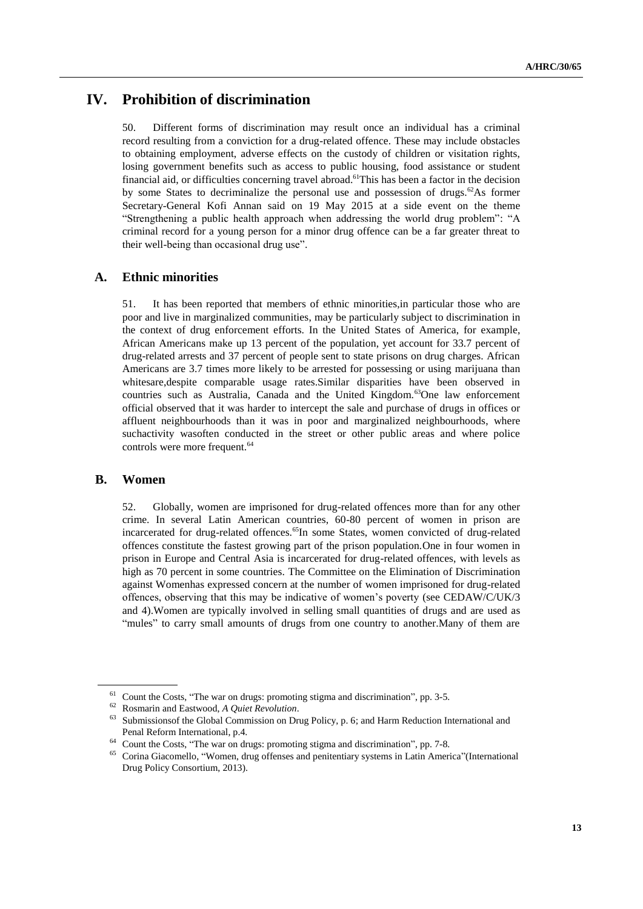# IV. Prohibition of discrimination

50. Different forms of discrimination may result once an individual has a criminal record resulting from a conviction for a drug-related offence. These may include obstacles to obtaining employment, adverse effects on the custody of children or visitation rights, losing government benefits such as access to public housing, food assistance or student financial aid, or difficulties concerning travel abroad.[61]This has been a factor in the decision by some States to decriminalize the personal use and possession of drugs.[62]As former Secretary-General Kofi Annan said on 19 May 2015 at a side event on the theme "Strengthening a public health approach when addressing the world drug problem": "A criminal record for a young person for a minor drug offence can be a far greater threat to their well-being than occasional drug use".

## A. Ethnic minorities

51. It has been reported that members of ethnic minorities,in particular those who are poor and live in marginalized communities, may be particularly subject to discrimination in the context of drug enforcement efforts. In the United States of America, for example, African Americans make up 13 percent of the population, yet account for 33.7 percent of drug-related arrests and 37 percent of people sent to state prisons on drug charges. African Americans are 3.7 times more likely to be arrested for possessing or using marijuana than whitesare,despite comparable usage rates.Similar disparities have been observed in countries such as Australia, Canada and the United Kingdom.[63]One law enforcement official observed that it was harder to intercept the sale and purchase of drugs in offices or affluent neighbourhoods than it was in poor and marginalized neighbourhoods, where suchactivity wasoften conducted in the street or other public areas and where police controls were more frequent.[64]

## B. Women

52. Globally, women are imprisoned for drug-related offences more than for any other crime. In several Latin American countries, 60-80 percent of women in prison are incarcerated for drug-related offences.[65]In some States, women convicted of drug-related offences constitute the fastest growing part of the prison population.One in four women in prison in Europe and Central Asia is incarcerated for drug-related offences, with levels as high as 70 percent in some countries. The Committee on the Elimination of Discrimination against Womenhas expressed concern at the number of women imprisoned for drug-related offences, observing that this may be indicative of women's poverty (see CEDAW/C/UK/3 and 4).Women are typically involved in selling small quantities of drugs and are used as "mules" to carry small amounts of drugs from one country to another.Many of them are

---

[61] Count the Costs, "The war on drugs: promoting stigma and discrimination", pp. 3-5.

[62] Rosmarin and Eastwood, *A Quiet Revolution*.

[63] Submissionsof the Global Commission on Drug Policy, p. 6; and Harm Reduction International and Penal Reform International, p.4.

[64] Count the Costs, "The war on drugs: promoting stigma and discrimination", pp. 7-8.

[65] Corina Giacomello, "Women, drug offenses and penitentiary systems in Latin America"(International Drug Policy Consortium, 2013).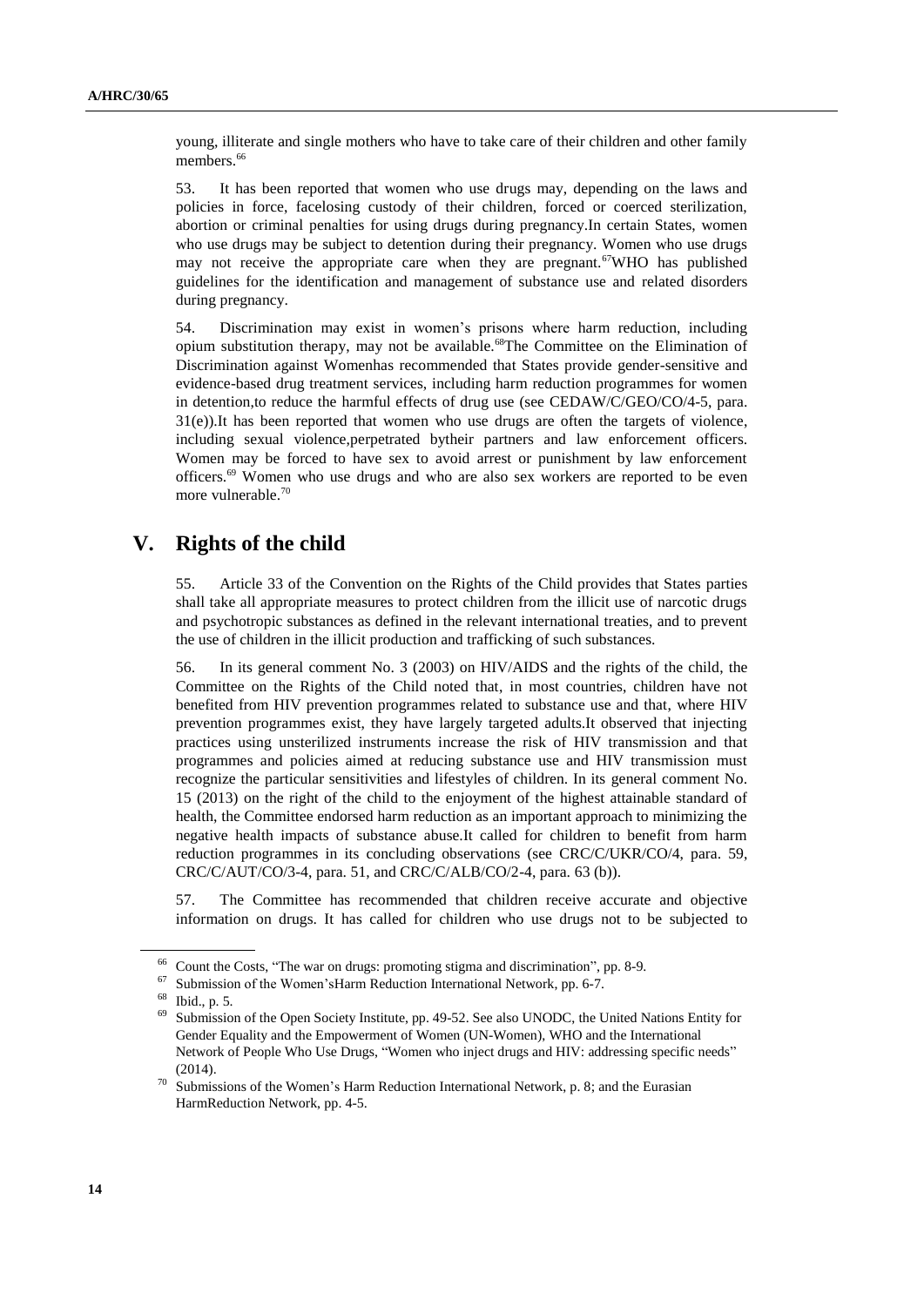young, illiterate and single mothers who have to take care of their children and other family members.[66]

53. It has been reported that women who use drugs may, depending on the laws and policies in force, facelosing custody of their children, forced or coerced sterilization, abortion or criminal penalties for using drugs during pregnancy.In certain States, women who use drugs may be subject to detention during their pregnancy. Women who use drugs may not receive the appropriate care when they are pregnant.[67]WHO has published guidelines for the identification and management of substance use and related disorders during pregnancy.

54. Discrimination may exist in women's prisons where harm reduction, including opium substitution therapy, may not be available.[68]The Committee on the Elimination of Discrimination against Womenhas recommended that States provide gender-sensitive and evidence-based drug treatment services, including harm reduction programmes for women in detention,to reduce the harmful effects of drug use (see CEDAW/C/GEO/CO/4-5, para. 31(e)).It has been reported that women who use drugs are often the targets of violence, including sexual violence,perpetrated bytheir partners and law enforcement officers. Women may be forced to have sex to avoid arrest or punishment by law enforcement officers.[69] Women who use drugs and who are also sex workers are reported to be even more vulnerable.[70]

## V. Rights of the child

55. Article 33 of the Convention on the Rights of the Child provides that States parties shall take all appropriate measures to protect children from the illicit use of narcotic drugs and psychotropic substances as defined in the relevant international treaties, and to prevent the use of children in the illicit production and trafficking of such substances.

56. In its general comment No. 3 (2003) on HIV/AIDS and the rights of the child, the Committee on the Rights of the Child noted that, in most countries, children have not benefited from HIV prevention programmes related to substance use and that, where HIV prevention programmes exist, they have largely targeted adults.It observed that injecting practices using unsterilized instruments increase the risk of HIV transmission and that programmes and policies aimed at reducing substance use and HIV transmission must recognize the particular sensitivities and lifestyles of children. In its general comment No. 15 (2013) on the right of the child to the enjoyment of the highest attainable standard of health, the Committee endorsed harm reduction as an important approach to minimizing the negative health impacts of substance abuse.It called for children to benefit from harm reduction programmes in its concluding observations (see CRC/C/UKR/CO/4, para. 59, CRC/C/AUT/CO/3-4, para. 51, and CRC/C/ALB/CO/2-4, para. 63 (b)).

57. The Committee has recommended that children receive accurate and objective information on drugs. It has called for children who use drugs not to be subjected to

---

[66] Count the Costs, "The war on drugs: promoting stigma and discrimination", pp. 8-9.

[67] Submission of the Women'sHarm Reduction International Network, pp. 6-7.

[68] Ibid., p. 5.

[69] Submission of the Open Society Institute, pp. 49-52. See also UNODC, the United Nations Entity for Gender Equality and the Empowerment of Women (UN-Women), WHO and the International Network of People Who Use Drugs, "Women who inject drugs and HIV: addressing specific needs" (2014).

[70] Submissions of the Women's Harm Reduction International Network, p. 8; and the Eurasian HarmReduction Network, pp. 4-5.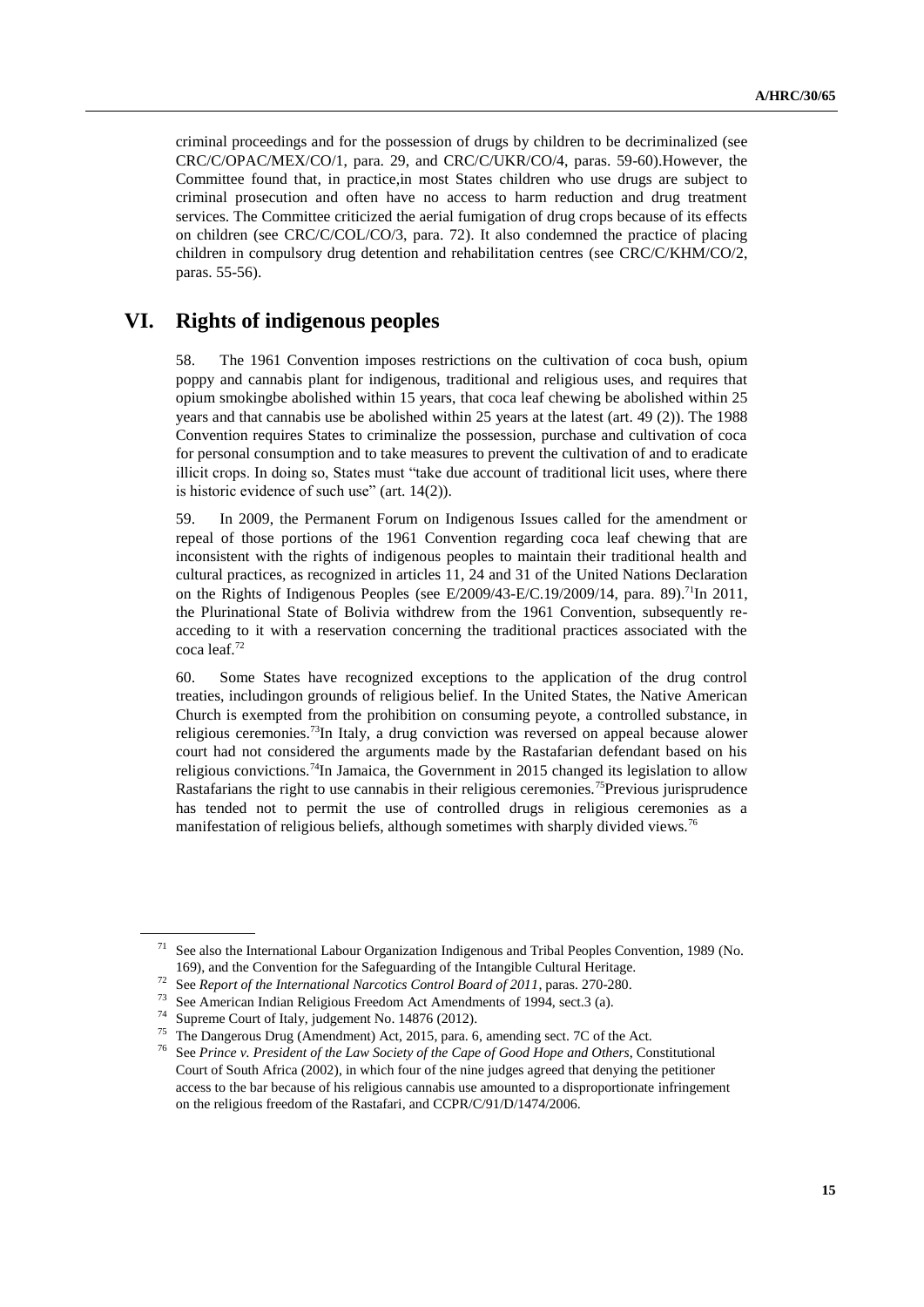criminal proceedings and for the possession of drugs by children to be decriminalized (see CRC/C/OPAC/MEX/CO/1, para. 29, and CRC/C/UKR/CO/4, paras. 59-60).However, the Committee found that, in practice,in most States children who use drugs are subject to criminal prosecution and often have no access to harm reduction and drug treatment services. The Committee criticized the aerial fumigation of drug crops because of its effects on children (see CRC/C/COL/CO/3, para. 72). It also condemned the practice of placing children in compulsory drug detention and rehabilitation centres (see CRC/C/KHM/CO/2, paras. 55-56).

# VI. Rights of indigenous peoples

58. The 1961 Convention imposes restrictions on the cultivation of coca bush, opium poppy and cannabis plant for indigenous, traditional and religious uses, and requires that opium smokingbe abolished within 15 years, that coca leaf chewing be abolished within 25 years and that cannabis use be abolished within 25 years at the latest (art. 49 (2)). The 1988 Convention requires States to criminalize the possession, purchase and cultivation of coca for personal consumption and to take measures to prevent the cultivation of and to eradicate illicit crops. In doing so, States must "take due account of traditional licit uses, where there is historic evidence of such use" (art. 14(2)).

59. In 2009, the Permanent Forum on Indigenous Issues called for the amendment or repeal of those portions of the 1961 Convention regarding coca leaf chewing that are inconsistent with the rights of indigenous peoples to maintain their traditional health and cultural practices, as recognized in articles 11, 24 and 31 of the United Nations Declaration on the Rights of Indigenous Peoples (see E/2009/43-E/C.19/2009/14, para. 89).[71]In 2011, the Plurinational State of Bolivia withdrew from the 1961 Convention, subsequently re-acceding to it with a reservation concerning the traditional practices associated with the coca leaf.[72]

60. Some States have recognized exceptions to the application of the drug control treaties, includingon grounds of religious belief. In the United States, the Native American Church is exempted from the prohibition on consuming peyote, a controlled substance, in religious ceremonies.[73]In Italy, a drug conviction was reversed on appeal because alower court had not considered the arguments made by the Rastafarian defendant based on his religious convictions.[74]In Jamaica, the Government in 2015 changed its legislation to allow Rastafarians the right to use cannabis in their religious ceremonies.[75]Previous jurisprudence has tended not to permit the use of controlled drugs in religious ceremonies as a manifestation of religious beliefs, although sometimes with sharply divided views.[76]

---

[71] See also the International Labour Organization Indigenous and Tribal Peoples Convention, 1989 (No. 169), and the Convention for the Safeguarding of the Intangible Cultural Heritage.

[72] See *Report of the International Narcotics Control Board of 2011*, paras. 270-280.

[73] See American Indian Religious Freedom Act Amendments of 1994, sect.3 (a).

[74] Supreme Court of Italy, judgement No. 14876 (2012).

[75] The Dangerous Drug (Amendment) Act, 2015, para. 6, amending sect. 7C of the Act.

[76] See *Prince v. President of the Law Society of the Cape of Good Hope and Others*, Constitutional Court of South Africa (2002), in which four of the nine judges agreed that denying the petitioner access to the bar because of his religious cannabis use amounted to a disproportionate infringement on the religious freedom of the Rastafari, and CCPR/C/91/D/1474/2006.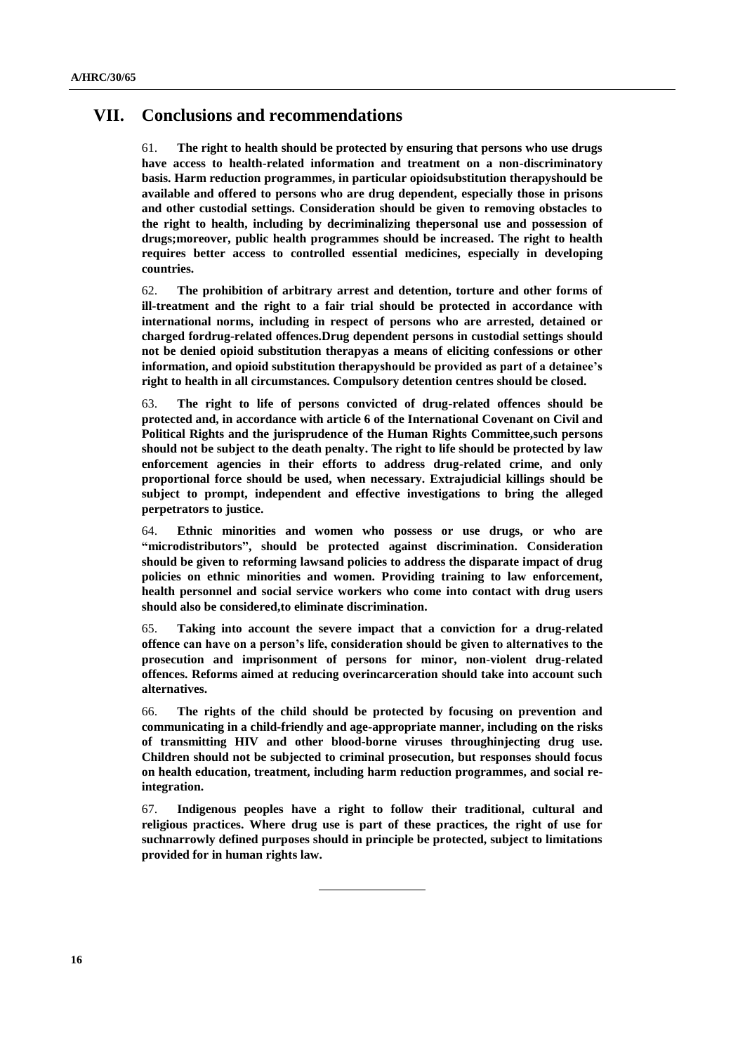## VII. Conclusions and recommendations

61. **The right to health should be protected by ensuring that persons who use drugs have access to health-related information and treatment on a non-discriminatory basis. Harm reduction programmes, in particular opioidsubstitution therapyshould be available and offered to persons who are drug dependent, especially those in prisons and other custodial settings. Consideration should be given to removing obstacles to the right to health, including by decriminalizing thepersonal use and possession of drugs;moreover, public health programmes should be increased. The right to health requires better access to controlled essential medicines, especially in developing countries.**

62. **The prohibition of arbitrary arrest and detention, torture and other forms of ill-treatment and the right to a fair trial should be protected in accordance with international norms, including in respect of persons who are arrested, detained or charged fordrug-related offences.Drug dependent persons in custodial settings should not be denied opioid substitution therapyas a means of eliciting confessions or other information, and opioid substitution therapyshould be provided as part of a detainee's right to health in all circumstances. Compulsory detention centres should be closed.**

63. **The right to life of persons convicted of drug-related offences should be protected and, in accordance with article 6 of the International Covenant on Civil and Political Rights and the jurisprudence of the Human Rights Committee,such persons should not be subject to the death penalty. The right to life should be protected by law enforcement agencies in their efforts to address drug-related crime, and only proportional force should be used, when necessary. Extrajudicial killings should be subject to prompt, independent and effective investigations to bring the alleged perpetrators to justice.**

64. **Ethnic minorities and women who possess or use drugs, or who are "microdistributors", should be protected against discrimination. Consideration should be given to reforming lawsand policies to address the disparate impact of drug policies on ethnic minorities and women. Providing training to law enforcement, health personnel and social service workers who come into contact with drug users should also be considered,to eliminate discrimination.**

65. **Taking into account the severe impact that a conviction for a drug-related offence can have on a person's life, consideration should be given to alternatives to the prosecution and imprisonment of persons for minor, non-violent drug-related offences. Reforms aimed at reducing overincarceration should take into account such alternatives.**

66. **The rights of the child should be protected by focusing on prevention and communicating in a child-friendly and age-appropriate manner, including on the risks of transmitting HIV and other blood-borne viruses throughinjecting drug use. Children should not be subjected to criminal prosecution, but responses should focus on health education, treatment, including harm reduction programmes, and social re-integration.**

67. **Indigenous peoples have a right to follow their traditional, cultural and religious practices. Where drug use is part of these practices, the right of use for suchnarrowly defined purposes should in principle be protected, subject to limitations provided for in human rights law.**